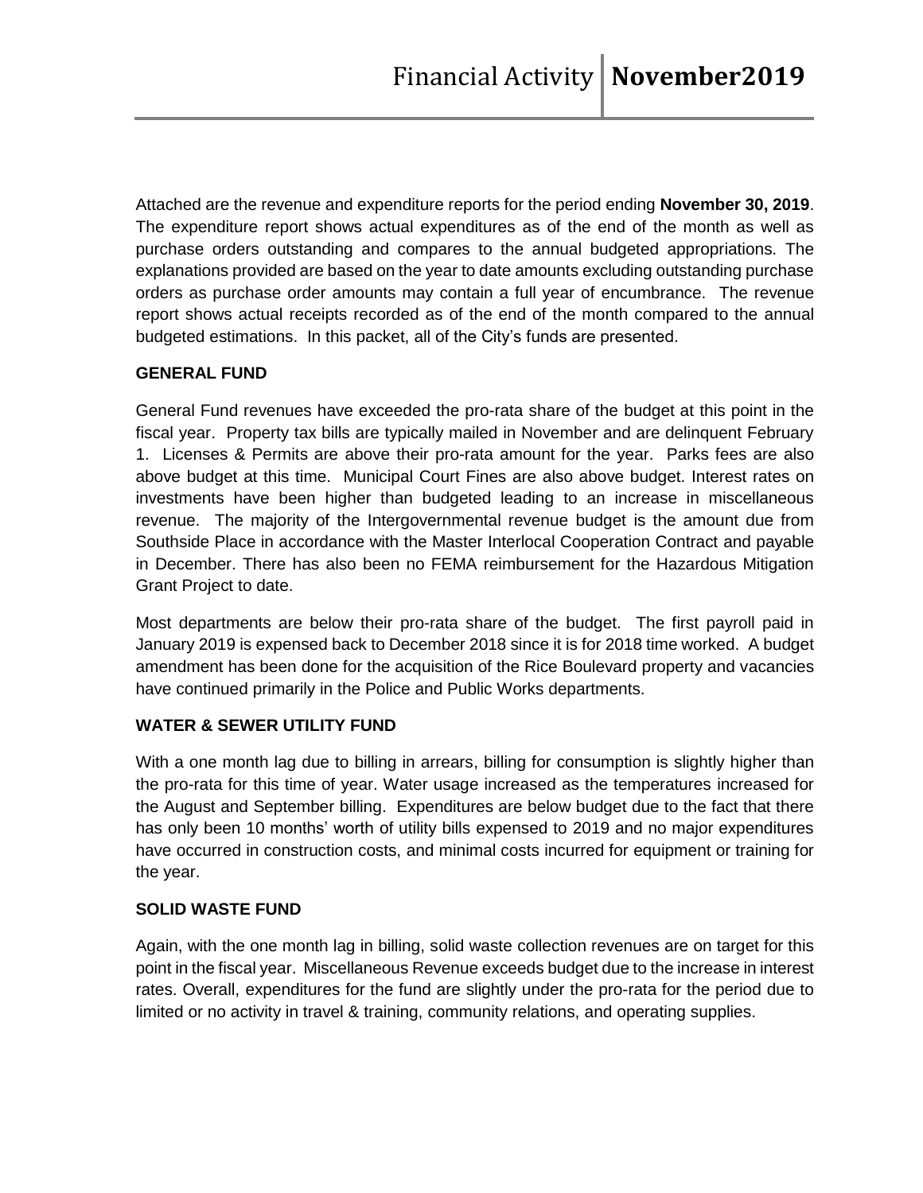# Financial Activity | **November2019**

Attached are the revenue and expenditure reports for the period ending **November 30, 2019**. The expenditure report shows actual expenditures as of the end of the month as well as purchase orders outstanding and compares to the annual budgeted appropriations. The explanations provided are based on the year to date amounts excluding outstanding purchase orders as purchase order amounts may contain a full year of encumbrance. The revenue report shows actual receipts recorded as of the end of the month compared to the annual budgeted estimations. In this packet, all of the City's funds are presented.

## GENERAL FUND

General Fund revenues have exceeded the pro-rata share of the budget at this point in the fiscal year. Property tax bills are typically mailed in November and are delinquent February 1. Licenses & Permits are above their pro-rata amount for the year. Parks fees are also above budget at this time. Municipal Court Fines are also above budget. Interest rates on investments have been higher than budgeted leading to an increase in miscellaneous revenue. The majority of the Intergovernmental revenue budget is the amount due from Southside Place in accordance with the Master Interlocal Cooperation Contract and payable in December. There has also been no FEMA reimbursement for the Hazardous Mitigation Grant Project to date.

Most departments are below their pro-rata share of the budget. The first payroll paid in January 2019 is expensed back to December 2018 since it is for 2018 time worked. A budget amendment has been done for the acquisition of the Rice Boulevard property and vacancies have continued primarily in the Police and Public Works departments.

## WATER & SEWER UTILITY FUND

With a one month lag due to billing in arrears, billing for consumption is slightly higher than the pro-rata for this time of year. Water usage increased as the temperatures increased for the August and September billing. Expenditures are below budget due to the fact that there has only been 10 months' worth of utility bills expensed to 2019 and no major expenditures have occurred in construction costs, and minimal costs incurred for equipment or training for the year.

## SOLID WASTE FUND

Again, with the one month lag in billing, solid waste collection revenues are on target for this point in the fiscal year. Miscellaneous Revenue exceeds budget due to the increase in interest rates. Overall, expenditures for the fund are slightly under the pro-rata for the period due to limited or no activity in travel & training, community relations, and operating supplies.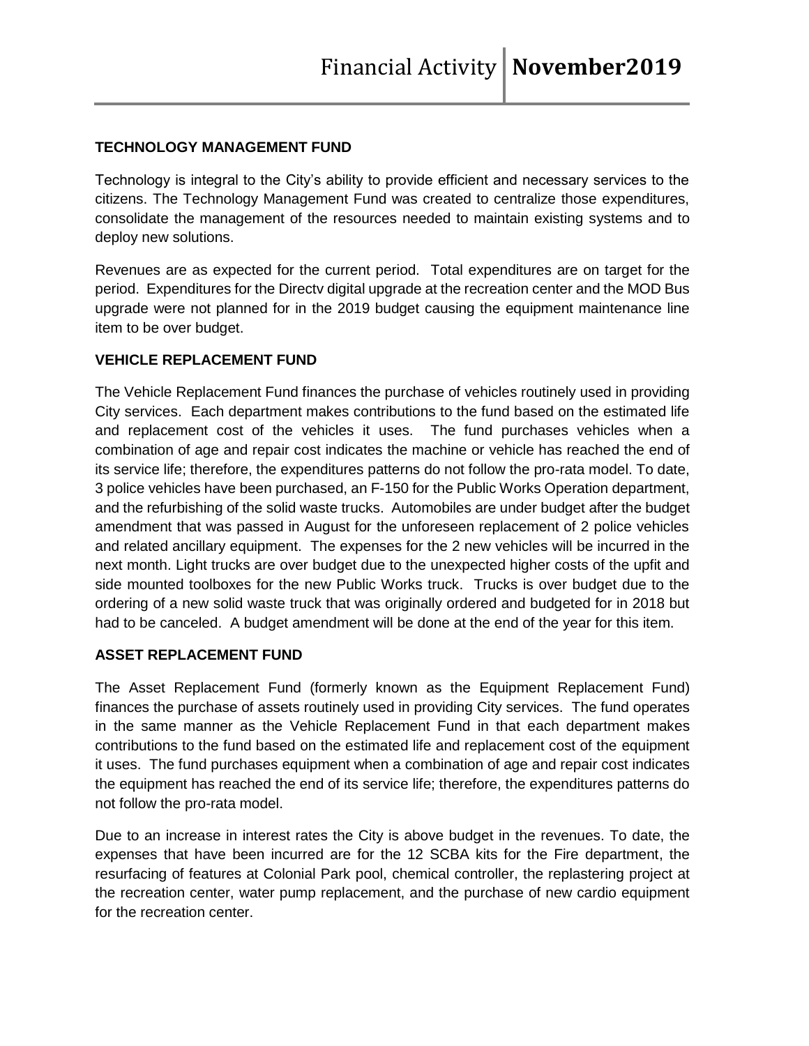## TECHNOLOGY MANAGEMENT FUND

Technology is integral to the City's ability to provide efficient and necessary services to the citizens. The Technology Management Fund was created to centralize those expenditures, consolidate the management of the resources needed to maintain existing systems and to deploy new solutions.

Revenues are as expected for the current period. Total expenditures are on target for the period. Expenditures for the Directv digital upgrade at the recreation center and the MOD Bus upgrade were not planned for in the 2019 budget causing the equipment maintenance line item to be over budget.

## VEHICLE REPLACEMENT FUND

The Vehicle Replacement Fund finances the purchase of vehicles routinely used in providing City services. Each department makes contributions to the fund based on the estimated life and replacement cost of the vehicles it uses. The fund purchases vehicles when a combination of age and repair cost indicates the machine or vehicle has reached the end of its service life; therefore, the expenditures patterns do not follow the pro-rata model. To date, 3 police vehicles have been purchased, an F-150 for the Public Works Operation department, and the refurbishing of the solid waste trucks. Automobiles are under budget after the budget amendment that was passed in August for the unforeseen replacement of 2 police vehicles and related ancillary equipment. The expenses for the 2 new vehicles will be incurred in the next month. Light trucks are over budget due to the unexpected higher costs of the upfit and side mounted toolboxes for the new Public Works truck. Trucks is over budget due to the ordering of a new solid waste truck that was originally ordered and budgeted for in 2018 but had to be canceled. A budget amendment will be done at the end of the year for this item.

## ASSET REPLACEMENT FUND

The Asset Replacement Fund (formerly known as the Equipment Replacement Fund) finances the purchase of assets routinely used in providing City services. The fund operates in the same manner as the Vehicle Replacement Fund in that each department makes contributions to the fund based on the estimated life and replacement cost of the equipment it uses. The fund purchases equipment when a combination of age and repair cost indicates the equipment has reached the end of its service life; therefore, the expenditures patterns do not follow the pro-rata model.

Due to an increase in interest rates the City is above budget in the revenues. To date, the expenses that have been incurred are for the 12 SCBA kits for the Fire department, the resurfacing of features at Colonial Park pool, chemical controller, the replastering project at the recreation center, water pump replacement, and the purchase of new cardio equipment for the recreation center.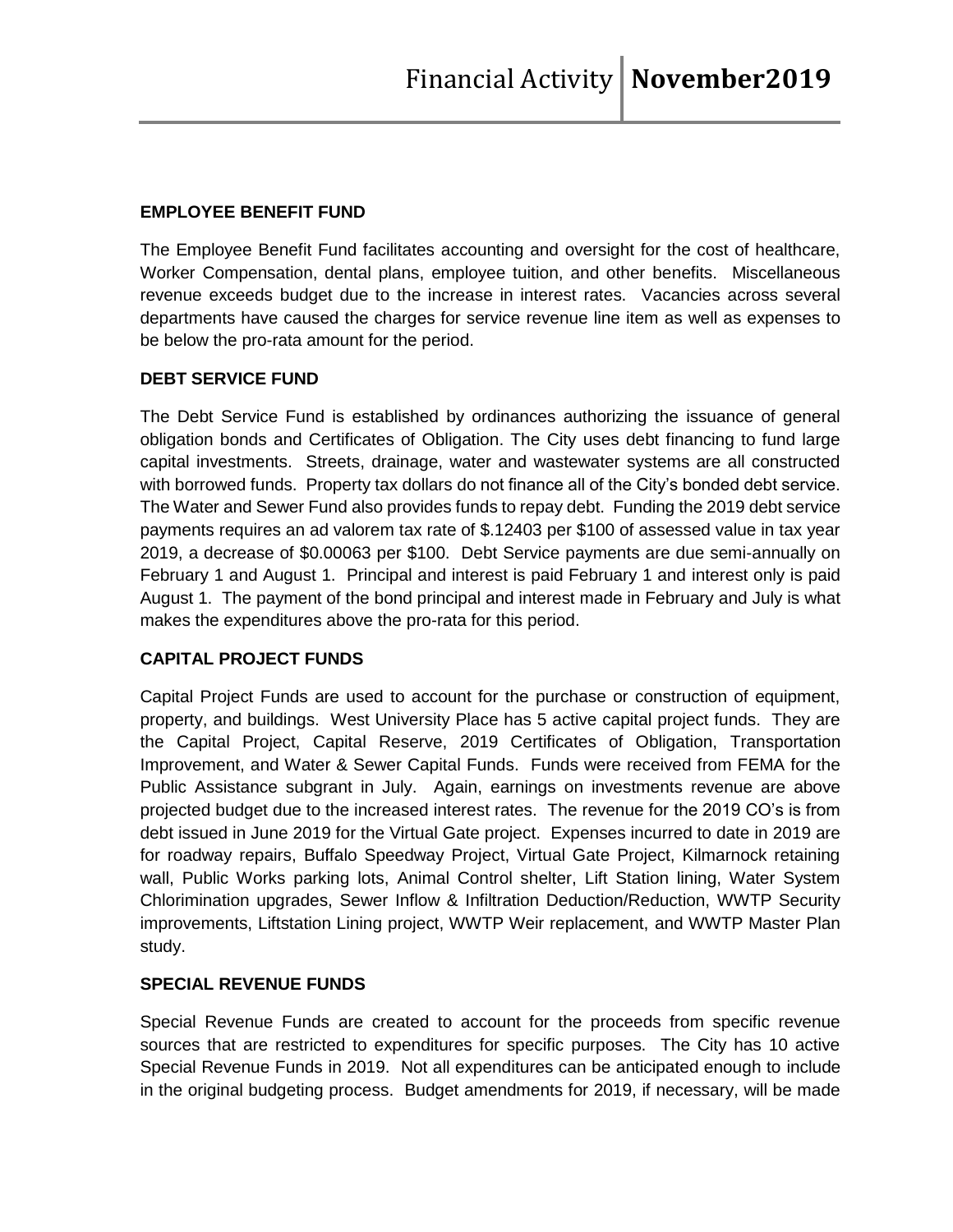## EMPLOYEE BENEFIT FUND

The Employee Benefit Fund facilitates accounting and oversight for the cost of healthcare, Worker Compensation, dental plans, employee tuition, and other benefits. Miscellaneous revenue exceeds budget due to the increase in interest rates. Vacancies across several departments have caused the charges for service revenue line item as well as expenses to be below the pro-rata amount for the period.

## DEBT SERVICE FUND

The Debt Service Fund is established by ordinances authorizing the issuance of general obligation bonds and Certificates of Obligation. The City uses debt financing to fund large capital investments. Streets, drainage, water and wastewater systems are all constructed with borrowed funds. Property tax dollars do not finance all of the City's bonded debt service. The Water and Sewer Fund also provides funds to repay debt. Funding the 2019 debt service payments requires an ad valorem tax rate of $.12403 per $100 of assessed value in tax year 2019, a decrease of $0.00063 per $100. Debt Service payments are due semi-annually on February 1 and August 1. Principal and interest is paid February 1 and interest only is paid August 1. The payment of the bond principal and interest made in February and July is what makes the expenditures above the pro-rata for this period.

## CAPITAL PROJECT FUNDS

Capital Project Funds are used to account for the purchase or construction of equipment, property, and buildings. West University Place has 5 active capital project funds. They are the Capital Project, Capital Reserve, 2019 Certificates of Obligation, Transportation Improvement, and Water & Sewer Capital Funds. Funds were received from FEMA for the Public Assistance subgrant in July. Again, earnings on investments revenue are above projected budget due to the increased interest rates. The revenue for the 2019 CO's is from debt issued in June 2019 for the Virtual Gate project. Expenses incurred to date in 2019 are for roadway repairs, Buffalo Speedway Project, Virtual Gate Project, Kilmarnock retaining wall, Public Works parking lots, Animal Control shelter, Lift Station lining, Water System Chlorimination upgrades, Sewer Inflow & Infiltration Deduction/Reduction, WWTP Security improvements, Liftstation Lining project, WWTP Weir replacement, and WWTP Master Plan study.

## SPECIAL REVENUE FUNDS

Special Revenue Funds are created to account for the proceeds from specific revenue sources that are restricted to expenditures for specific purposes. The City has 10 active Special Revenue Funds in 2019. Not all expenditures can be anticipated enough to include in the original budgeting process. Budget amendments for 2019, if necessary, will be made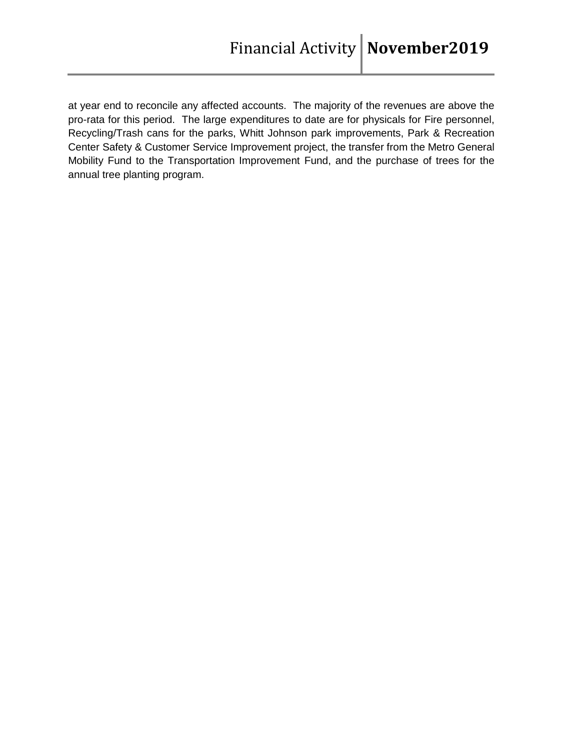at year end to reconcile any affected accounts. The majority of the revenues are above the pro-rata for this period. The large expenditures to date are for physicals for Fire personnel, Recycling/Trash cans for the parks, Whitt Johnson park improvements, Park & Recreation Center Safety & Customer Service Improvement project, the transfer from the Metro General Mobility Fund to the Transportation Improvement Fund, and the purchase of trees for the annual tree planting program.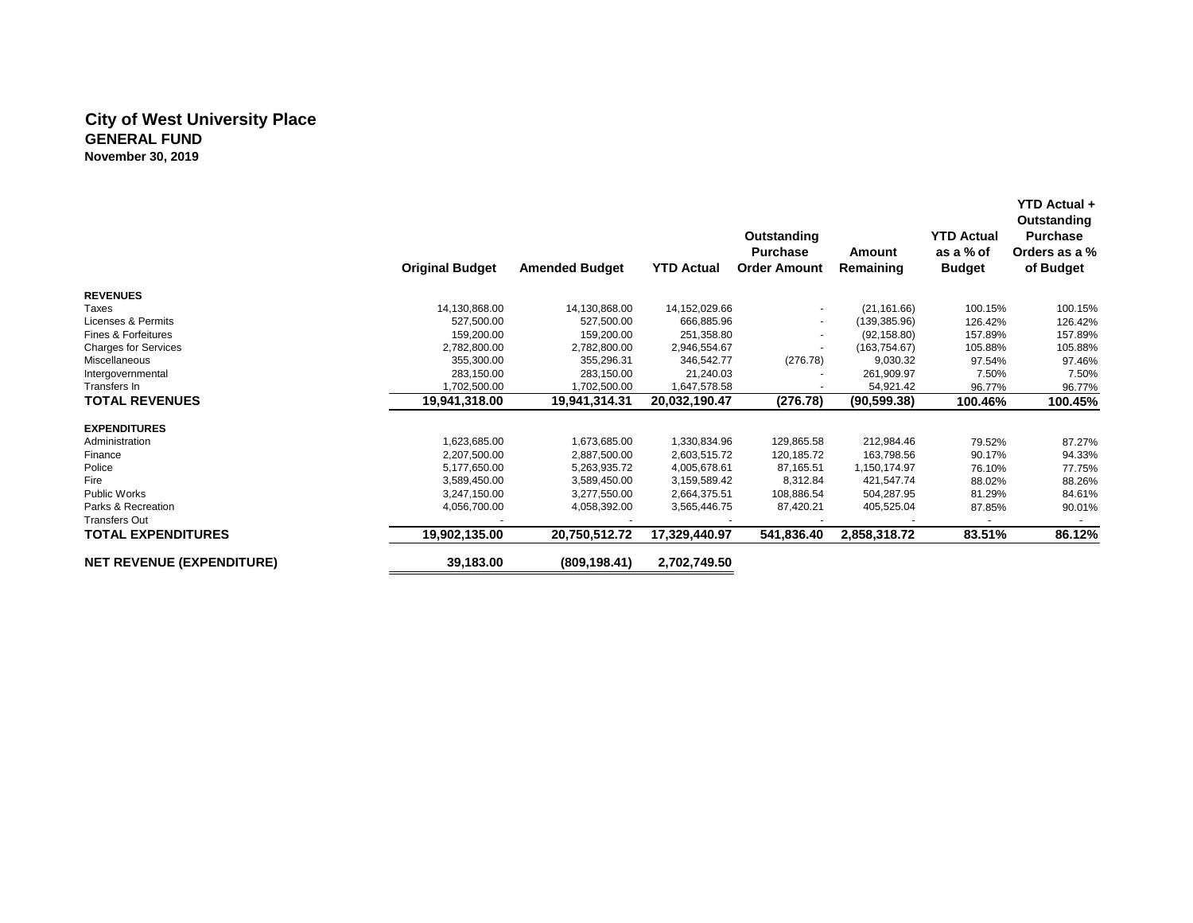# City of West University Place
## GENERAL FUND
**November 30, 2019**

| | Original Budget | Amended Budget | YTD Actual | Outstanding Purchase Order Amount | Amount Remaining | YTD Actual as a % of Budget | YTD Actual + Outstanding Purchase Orders as a % of Budget |
|---|---|---|---|---|---|---|---|
| **REVENUES** | | | | | | | |
| Taxes | 14,130,868.00 | 14,130,868.00 | 14,152,029.66 | - | (21,161.66) | 100.15% | 100.15% |
| Licenses & Permits | 527,500.00 | 527,500.00 | 666,885.96 | - | (139,385.96) | 126.42% | 126.42% |
| Fines & Forfeitures | 159,200.00 | 159,200.00 | 251,358.80 | - | (92,158.80) | 157.89% | 157.89% |
| Charges for Services | 2,782,800.00 | 2,782,800.00 | 2,946,554.67 | - | (163,754.67) | 105.88% | 105.88% |
| Miscellaneous | 355,300.00 | 355,296.31 | 346,542.77 | (276.78) | 9,030.32 | 97.54% | 97.46% |
| Intergovernmental | 283,150.00 | 283,150.00 | 21,240.03 | - | 261,909.97 | 7.50% | 7.50% |
| Transfers In | 1,702,500.00 | 1,702,500.00 | 1,647,578.58 | - | 54,921.42 | 96.77% | 96.77% |
| **TOTAL REVENUES** | **19,941,318.00** | **19,941,314.31** | **20,032,190.47** | **(276.78)** | **(90,599.38)** | **100.46%** | **100.45%** |
| **EXPENDITURES** | | | | | | | |
| Administration | 1,623,685.00 | 1,673,685.00 | 1,330,834.96 | 129,865.58 | 212,984.46 | 79.52% | 87.27% |
| Finance | 2,207,500.00 | 2,887,500.00 | 2,603,515.72 | 120,185.72 | 163,798.56 | 90.17% | 94.33% |
| Police | 5,177,650.00 | 5,263,935.72 | 4,005,678.61 | 87,165.51 | 1,150,174.97 | 76.10% | 77.75% |
| Fire | 3,589,450.00 | 3,589,450.00 | 3,159,589.42 | 8,312.84 | 421,547.74 | 88.02% | 88.26% |
| Public Works | 3,247,150.00 | 3,277,550.00 | 2,664,375.51 | 108,886.54 | 504,287.95 | 81.29% | 84.61% |
| Parks & Recreation | 4,056,700.00 | 4,058,392.00 | 3,565,446.75 | 87,420.21 | 405,525.04 | 87.85% | 90.01% |
| Transfers Out | - | - | - | - | - | - | - |
| **TOTAL EXPENDITURES** | **19,902,135.00** | **20,750,512.72** | **17,329,440.97** | **541,836.40** | **2,858,318.72** | **83.51%** | **86.12%** |
| **NET REVENUE (EXPENDITURE)** | **39,183.00** | **(809,198.41)** | **2,702,749.50** | | | | |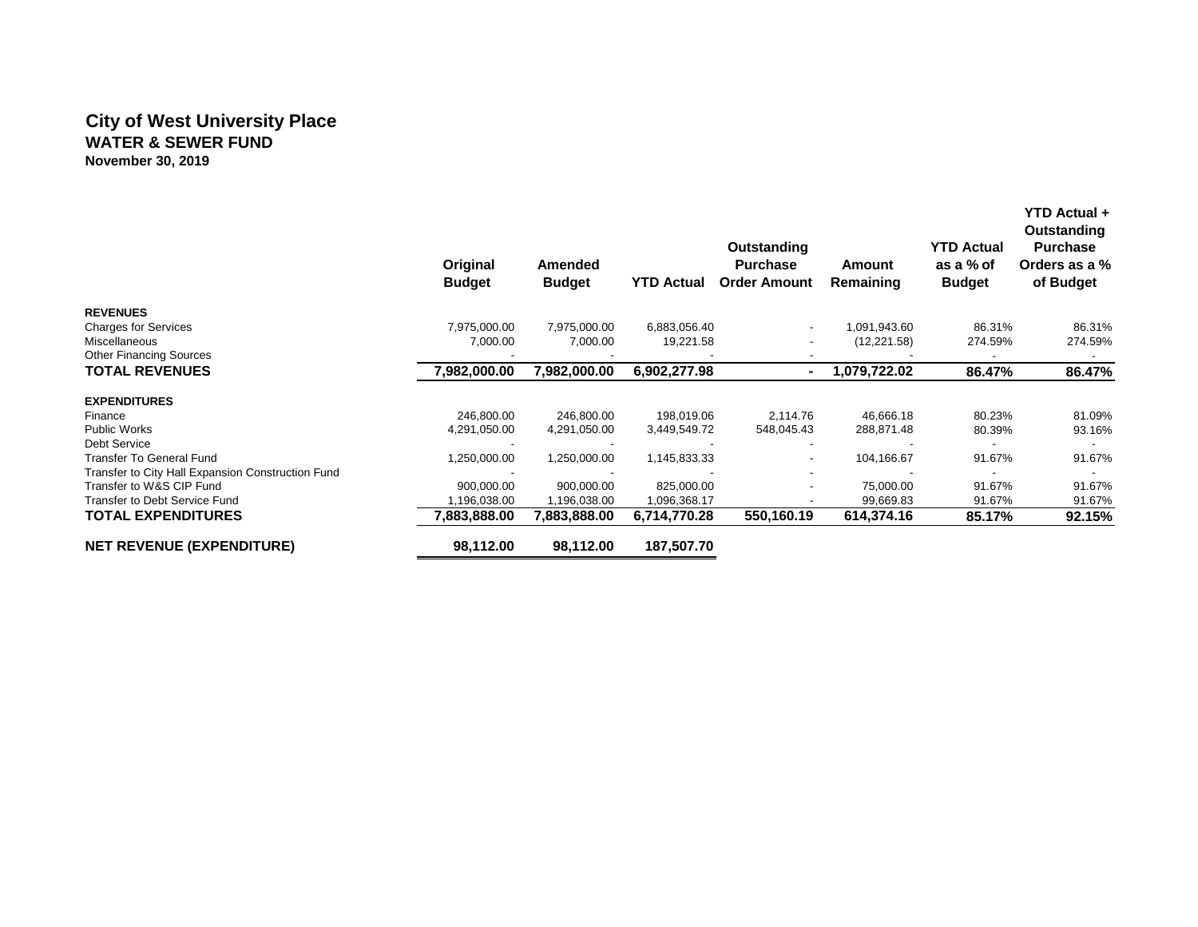# City of West University Place
## WATER & SEWER FUND
**November 30, 2019**

| | Original Budget | Amended Budget | YTD Actual | Outstanding Purchase Order Amount | Amount Remaining | YTD Actual as a % of Budget | YTD Actual + Outstanding Purchase Orders as a % of Budget |
|---|---|---|---|---|---|---|---|
| **REVENUES** | | | | | | | |
| Charges for Services | 7,975,000.00 | 7,975,000.00 | 6,883,056.40 | - | 1,091,943.60 | 86.31% | 86.31% |
| Miscellaneous | 7,000.00 | 7,000.00 | 19,221.58 | - | (12,221.58) | 274.59% | 274.59% |
| Other Financing Sources | - | - | - | - | - | - | - |
| **TOTAL REVENUES** | **7,982,000.00** | **7,982,000.00** | **6,902,277.98** | **-** | **1,079,722.02** | **86.47%** | **86.47%** |
| **EXPENDITURES** | | | | | | | |
| Finance | 246,800.00 | 246,800.00 | 198,019.06 | 2,114.76 | 46,666.18 | 80.23% | 81.09% |
| Public Works | 4,291,050.00 | 4,291,050.00 | 3,449,549.72 | 548,045.43 | 288,871.48 | 80.39% | 93.16% |
| Debt Service | - | - | - | - | - | - | - |
| Transfer To General Fund | 1,250,000.00 | 1,250,000.00 | 1,145,833.33 | - | 104,166.67 | 91.67% | 91.67% |
| Transfer to City Hall Expansion Construction Fund | - | - | - | - | - | - | - |
| Transfer to W&S CIP Fund | 900,000.00 | 900,000.00 | 825,000.00 | - | 75,000.00 | 91.67% | 91.67% |
| Transfer to Debt Service Fund | 1,196,038.00 | 1,196,038.00 | 1,096,368.17 | - | 99,669.83 | 91.67% | 91.67% |
| **TOTAL EXPENDITURES** | **7,883,888.00** | **7,883,888.00** | **6,714,770.28** | **550,160.19** | **614,374.16** | **85.17%** | **92.15%** |
| **NET REVENUE (EXPENDITURE)** | **98,112.00** | **98,112.00** | **187,507.70** | | | | |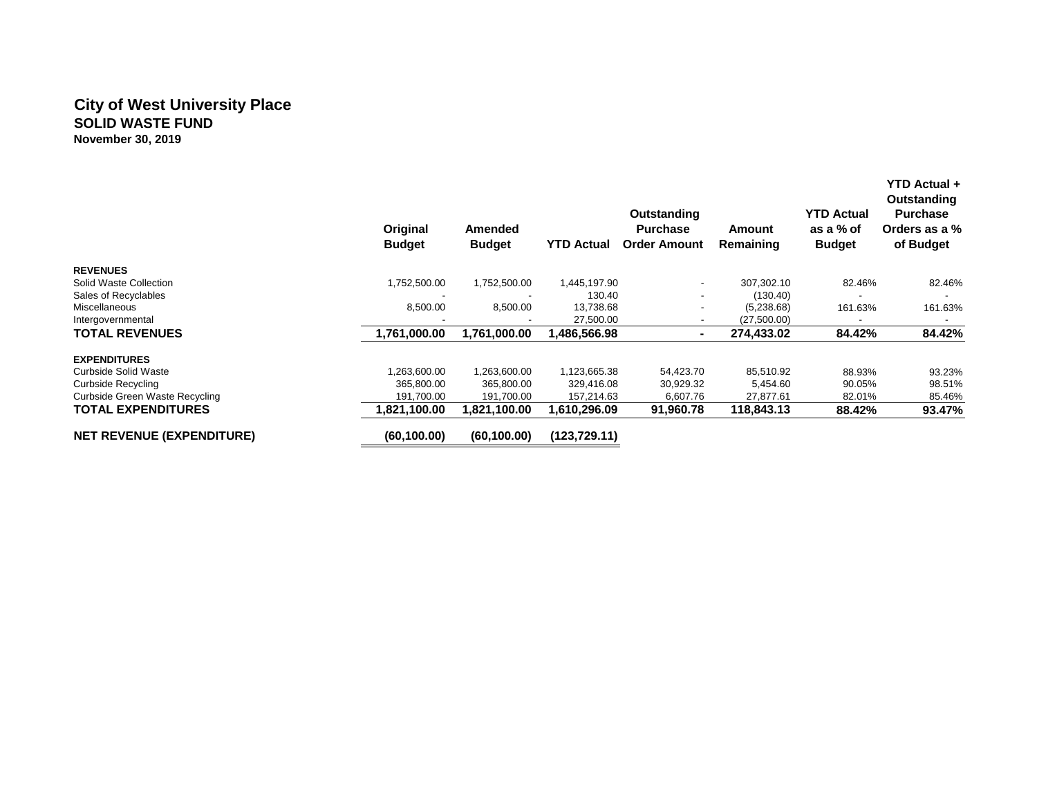# City of West University Place

## SOLID WASTE FUND

**November 30, 2019**

| | Original Budget | Amended Budget | YTD Actual | Outstanding Purchase Order Amount | Amount Remaining | YTD Actual as a % of Budget | YTD Actual + Outstanding Purchase Orders as a % of Budget |
|---|---|---|---|---|---|---|---|
| **REVENUES** | | | | | | | |
| Solid Waste Collection | 1,752,500.00 | 1,752,500.00 | 1,445,197.90 | - | 307,302.10 | 82.46% | 82.46% |
| Sales of Recyclables | - | - | 130.40 | - | (130.40) | - | - |
| Miscellaneous | 8,500.00 | 8,500.00 | 13,738.68 | - | (5,238.68) | 161.63% | 161.63% |
| Intergovernmental | - | - | 27,500.00 | - | (27,500.00) | - | - |
| **TOTAL REVENUES** | **1,761,000.00** | **1,761,000.00** | **1,486,566.98** | **-** | **274,433.02** | **84.42%** | **84.42%** |
| **EXPENDITURES** | | | | | | | |
| Curbside Solid Waste | 1,263,600.00 | 1,263,600.00 | 1,123,665.38 | 54,423.70 | 85,510.92 | 88.93% | 93.23% |
| Curbside Recycling | 365,800.00 | 365,800.00 | 329,416.08 | 30,929.32 | 5,454.60 | 90.05% | 98.51% |
| Curbside Green Waste Recycling | 191,700.00 | 191,700.00 | 157,214.63 | 6,607.76 | 27,877.61 | 82.01% | 85.46% |
| **TOTAL EXPENDITURES** | **1,821,100.00** | **1,821,100.00** | **1,610,296.09** | **91,960.78** | **118,843.13** | **88.42%** | **93.47%** |
| **NET REVENUE (EXPENDITURE)** | **(60,100.00)** | **(60,100.00)** | **(123,729.11)** | | | | |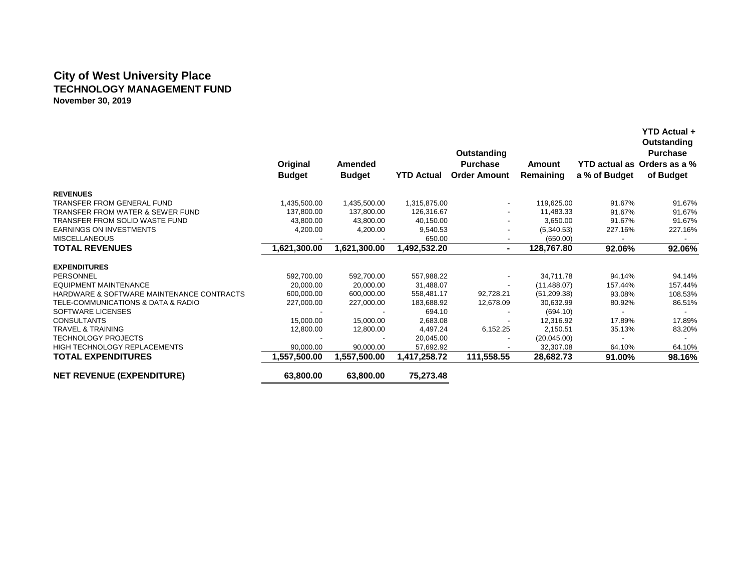# City of West University Place

## TECHNOLOGY MANAGEMENT FUND

**November 30, 2019**

| | Original Budget | Amended Budget | YTD Actual | Outstanding Purchase Order Amount | Amount Remaining | YTD actual as a % of Budget | YTD Actual + Outstanding Purchase Orders as a % of Budget |
|---|---|---|---|---|---|---|---|
| **REVENUES** | | | | | | | |
| TRANSFER FROM GENERAL FUND | 1,435,500.00 | 1,435,500.00 | 1,315,875.00 | - | 119,625.00 | 91.67% | 91.67% |
| TRANSFER FROM WATER & SEWER FUND | 137,800.00 | 137,800.00 | 126,316.67 | - | 11,483.33 | 91.67% | 91.67% |
| TRANSFER FROM SOLID WASTE FUND | 43,800.00 | 43,800.00 | 40,150.00 | - | 3,650.00 | 91.67% | 91.67% |
| EARNINGS ON INVESTMENTS | 4,200.00 | 4,200.00 | 9,540.53 | - | (5,340.53) | 227.16% | 227.16% |
| MISCELLANEOUS | - | - | 650.00 | - | (650.00) | - | - |
| **TOTAL REVENUES** | **1,621,300.00** | **1,621,300.00** | **1,492,532.20** | **-** | **128,767.80** | **92.06%** | **92.06%** |
| **EXPENDITURES** | | | | | | | |
| PERSONNEL | 592,700.00 | 592,700.00 | 557,988.22 | - | 34,711.78 | 94.14% | 94.14% |
| EQUIPMENT MAINTENANCE | 20,000.00 | 20,000.00 | 31,488.07 | - | (11,488.07) | 157.44% | 157.44% |
| HARDWARE & SOFTWARE MAINTENANCE CONTRACTS | 600,000.00 | 600,000.00 | 558,481.17 | 92,728.21 | (51,209.38) | 93.08% | 108.53% |
| TELE-COMMUNICATIONS & DATA & RADIO | 227,000.00 | 227,000.00 | 183,688.92 | 12,678.09 | 30,632.99 | 80.92% | 86.51% |
| SOFTWARE LICENSES | - | - | 694.10 | - | (694.10) | - | - |
| CONSULTANTS | 15,000.00 | 15,000.00 | 2,683.08 | - | 12,316.92 | 17.89% | 17.89% |
| TRAVEL & TRAINING | 12,800.00 | 12,800.00 | 4,497.24 | 6,152.25 | 2,150.51 | 35.13% | 83.20% |
| TECHNOLOGY PROJECTS | - | - | 20,045.00 | - | (20,045.00) | - | - |
| HIGH TECHNOLOGY REPLACEMENTS | 90,000.00 | 90,000.00 | 57,692.92 | - | 32,307.08 | 64.10% | 64.10% |
| **TOTAL EXPENDITURES** | **1,557,500.00** | **1,557,500.00** | **1,417,258.72** | **111,558.55** | **28,682.73** | **91.00%** | **98.16%** |
| **NET REVENUE (EXPENDITURE)** | **63,800.00** | **63,800.00** | **75,273.48** | | | | |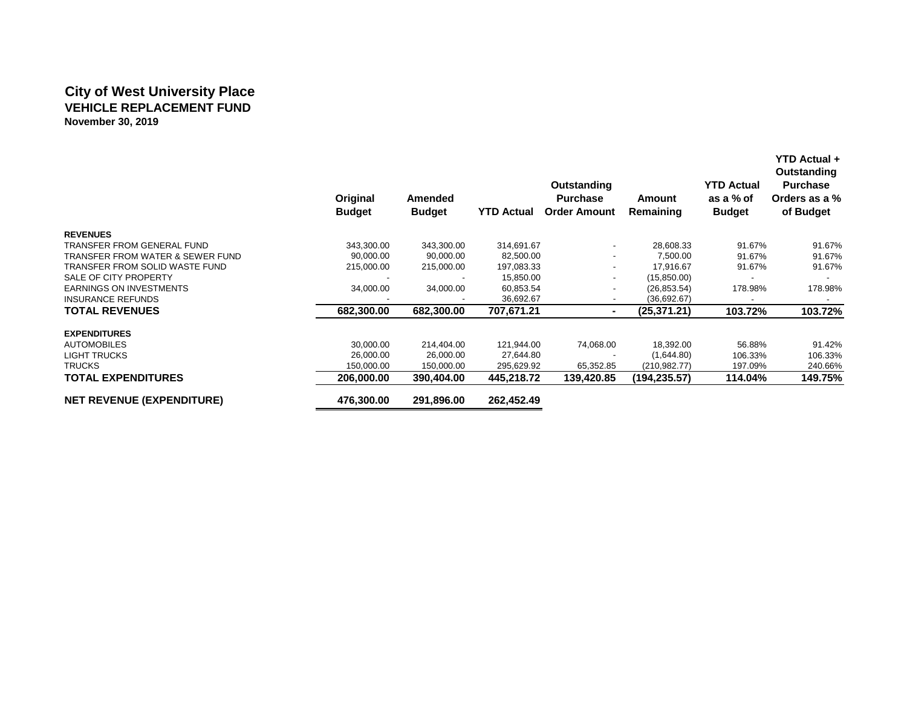# City of West University Place
## VEHICLE REPLACEMENT FUND
**November 30, 2019**

| | Original Budget | Amended Budget | YTD Actual | Outstanding Purchase Order Amount | Amount Remaining | YTD Actual as a % of Budget | YTD Actual + Outstanding Purchase Orders as a % of Budget |
|---|---|---|---|---|---|---|---|
| **REVENUES** | | | | | | | |
| TRANSFER FROM GENERAL FUND | 343,300.00 | 343,300.00 | 314,691.67 | - | 28,608.33 | 91.67% | 91.67% |
| TRANSFER FROM WATER & SEWER FUND | 90,000.00 | 90,000.00 | 82,500.00 | - | 7,500.00 | 91.67% | 91.67% |
| TRANSFER FROM SOLID WASTE FUND | 215,000.00 | 215,000.00 | 197,083.33 | - | 17,916.67 | 91.67% | 91.67% |
| SALE OF CITY PROPERTY | - | - | 15,850.00 | - | (15,850.00) | - | - |
| EARNINGS ON INVESTMENTS | 34,000.00 | 34,000.00 | 60,853.54 | - | (26,853.54) | 178.98% | 178.98% |
| INSURANCE REFUNDS | - | - | 36,692.67 | - | (36,692.67) | - | - |
| **TOTAL REVENUES** | **682,300.00** | **682,300.00** | **707,671.21** | **-** | **(25,371.21)** | **103.72%** | **103.72%** |
| **EXPENDITURES** | | | | | | | |
| AUTOMOBILES | 30,000.00 | 214,404.00 | 121,944.00 | 74,068.00 | 18,392.00 | 56.88% | 91.42% |
| LIGHT TRUCKS | 26,000.00 | 26,000.00 | 27,644.80 | - | (1,644.80) | 106.33% | 106.33% |
| TRUCKS | 150,000.00 | 150,000.00 | 295,629.92 | 65,352.85 | (210,982.77) | 197.09% | 240.66% |
| **TOTAL EXPENDITURES** | **206,000.00** | **390,404.00** | **445,218.72** | **139,420.85** | **(194,235.57)** | **114.04%** | **149.75%** |
| **NET REVENUE (EXPENDITURE)** | **476,300.00** | **291,896.00** | **262,452.49** | | | | |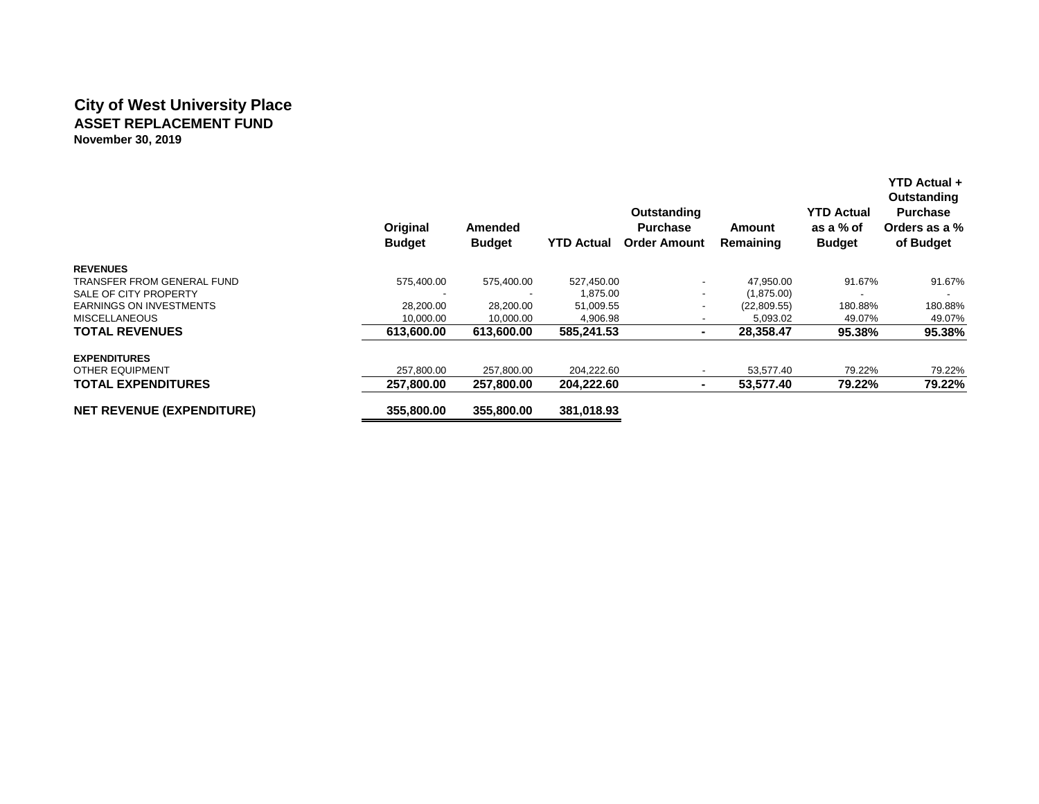## City of West University Place

**ASSET REPLACEMENT FUND**

**November 30, 2019**

| | Original Budget | Amended Budget | YTD Actual | Outstanding Purchase Order Amount | Amount Remaining | YTD Actual as a % of Budget | YTD Actual + Outstanding Purchase Orders as a % of Budget |
|---|---|---|---|---|---|---|---|
| **REVENUES** | | | | | | | |
| TRANSFER FROM GENERAL FUND | 575,400.00 | 575,400.00 | 527,450.00 | - | 47,950.00 | 91.67% | 91.67% |
| SALE OF CITY PROPERTY | - | - | 1,875.00 | - | (1,875.00) | - | - |
| EARNINGS ON INVESTMENTS | 28,200.00 | 28,200.00 | 51,009.55 | - | (22,809.55) | 180.88% | 180.88% |
| MISCELLANEOUS | 10,000.00 | 10,000.00 | 4,906.98 | - | 5,093.02 | 49.07% | 49.07% |
| **TOTAL REVENUES** | **613,600.00** | **613,600.00** | **585,241.53** | **-** | **28,358.47** | **95.38%** | **95.38%** |
| **EXPENDITURES** | | | | | | | |
| OTHER EQUIPMENT | 257,800.00 | 257,800.00 | 204,222.60 | - | 53,577.40 | 79.22% | 79.22% |
| **TOTAL EXPENDITURES** | **257,800.00** | **257,800.00** | **204,222.60** | **-** | **53,577.40** | **79.22%** | **79.22%** |
| **NET REVENUE (EXPENDITURE)** | **355,800.00** | **355,800.00** | **381,018.93** | | | | |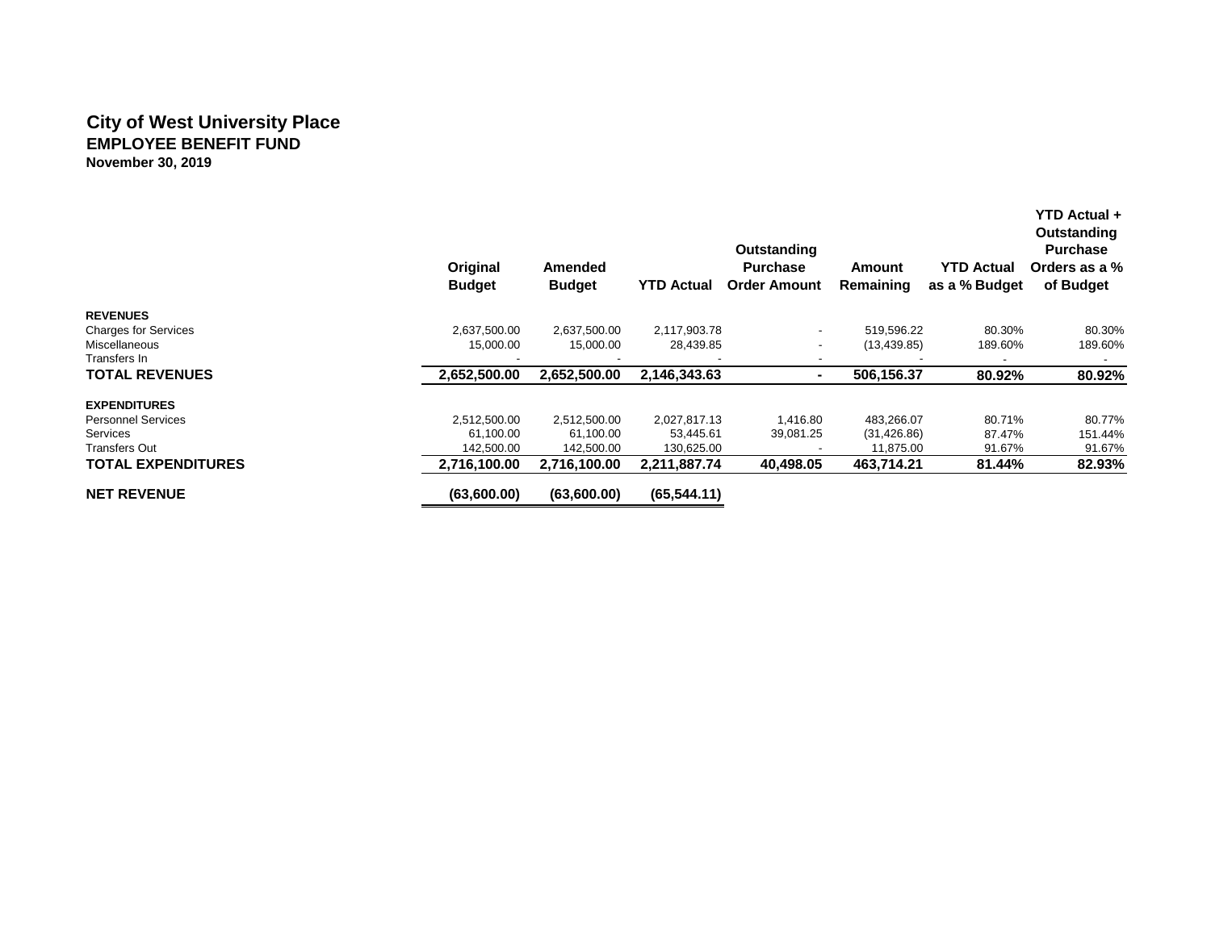# City of West University Place

## EMPLOYEE BENEFIT FUND

**November 30, 2019**

| | Original Budget | Amended Budget | YTD Actual | Outstanding Purchase Order Amount | Amount Remaining | YTD Actual as a % Budget | YTD Actual + Outstanding Purchase Orders as a % of Budget |
|---|---|---|---|---|---|---|---|
| **REVENUES** | | | | | | | |
| Charges for Services | 2,637,500.00 | 2,637,500.00 | 2,117,903.78 | - | 519,596.22 | 80.30% | 80.30% |
| Miscellaneous | 15,000.00 | 15,000.00 | 28,439.85 | - | (13,439.85) | 189.60% | 189.60% |
| Transfers In | - | - | - | - | - | - | - |
| **TOTAL REVENUES** | **2,652,500.00** | **2,652,500.00** | **2,146,343.63** | **-** | **506,156.37** | **80.92%** | **80.92%** |
| **EXPENDITURES** | | | | | | | |
| Personnel Services | 2,512,500.00 | 2,512,500.00 | 2,027,817.13 | 1,416.80 | 483,266.07 | 80.71% | 80.77% |
| Services | 61,100.00 | 61,100.00 | 53,445.61 | 39,081.25 | (31,426.86) | 87.47% | 151.44% |
| Transfers Out | 142,500.00 | 142,500.00 | 130,625.00 | - | 11,875.00 | 91.67% | 91.67% |
| **TOTAL EXPENDITURES** | **2,716,100.00** | **2,716,100.00** | **2,211,887.74** | **40,498.05** | **463,714.21** | **81.44%** | **82.93%** |
| **NET REVENUE** | **(63,600.00)** | **(63,600.00)** | **(65,544.11)** | | | | |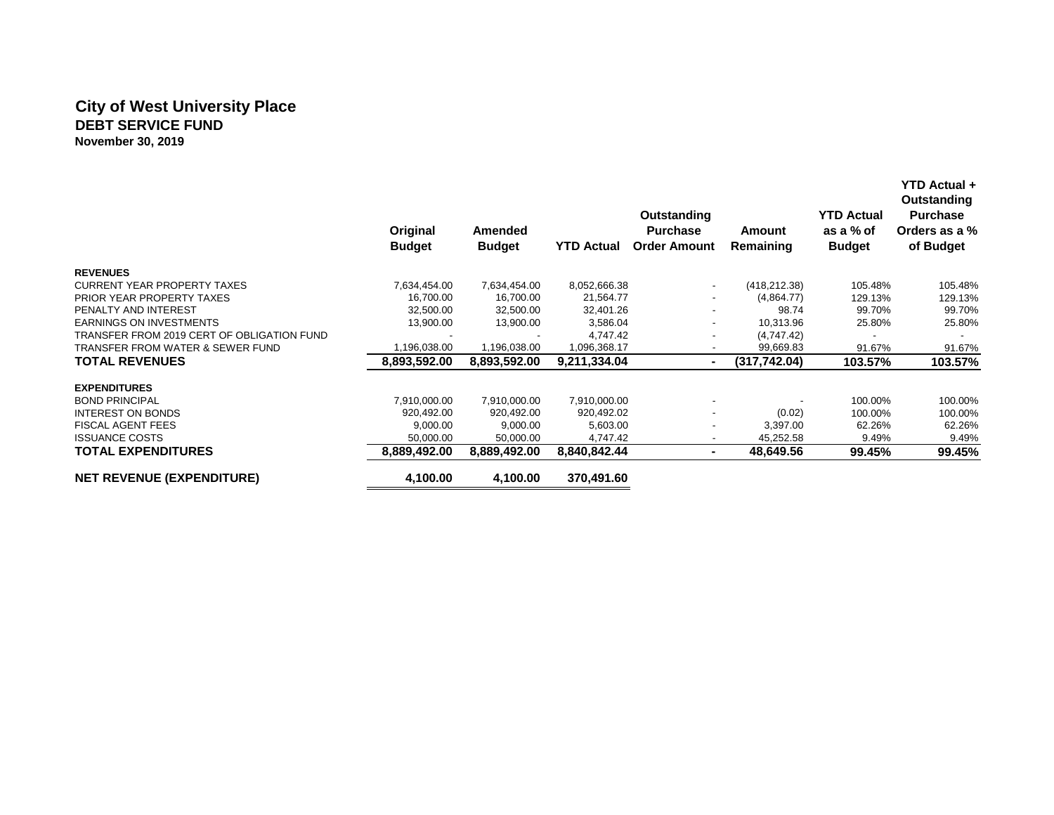# City of West University Place

## DEBT SERVICE FUND

**November 30, 2019**

| | Original Budget | Amended Budget | YTD Actual | Outstanding Purchase Order Amount | Amount Remaining | YTD Actual as a % of Budget | YTD Actual + Outstanding Purchase Orders as a % of Budget |
|---|---|---|---|---|---|---|---|
| **REVENUES** | | | | | | | |
| CURRENT YEAR PROPERTY TAXES | 7,634,454.00 | 7,634,454.00 | 8,052,666.38 | - | (418,212.38) | 105.48% | 105.48% |
| PRIOR YEAR PROPERTY TAXES | 16,700.00 | 16,700.00 | 21,564.77 | - | (4,864.77) | 129.13% | 129.13% |
| PENALTY AND INTEREST | 32,500.00 | 32,500.00 | 32,401.26 | - | 98.74 | 99.70% | 99.70% |
| EARNINGS ON INVESTMENTS | 13,900.00 | 13,900.00 | 3,586.04 | - | 10,313.96 | 25.80% | 25.80% |
| TRANSFER FROM 2019 CERT OF OBLIGATION FUND | - | - | 4,747.42 | - | (4,747.42) | - | - |
| TRANSFER FROM WATER & SEWER FUND | 1,196,038.00 | 1,196,038.00 | 1,096,368.17 | - | 99,669.83 | 91.67% | 91.67% |
| **TOTAL REVENUES** | **8,893,592.00** | **8,893,592.00** | **9,211,334.04** | **-** | **(317,742.04)** | **103.57%** | **103.57%** |
| **EXPENDITURES** | | | | | | | |
| BOND PRINCIPAL | 7,910,000.00 | 7,910,000.00 | 7,910,000.00 | - | - | 100.00% | 100.00% |
| INTEREST ON BONDS | 920,492.00 | 920,492.00 | 920,492.02 | - | (0.02) | 100.00% | 100.00% |
| FISCAL AGENT FEES | 9,000.00 | 9,000.00 | 5,603.00 | - | 3,397.00 | 62.26% | 62.26% |
| ISSUANCE COSTS | 50,000.00 | 50,000.00 | 4,747.42 | - | 45,252.58 | 9.49% | 9.49% |
| **TOTAL EXPENDITURES** | **8,889,492.00** | **8,889,492.00** | **8,840,842.44** | **-** | **48,649.56** | **99.45%** | **99.45%** |
| **NET REVENUE (EXPENDITURE)** | **4,100.00** | **4,100.00** | **370,491.60** | | | | |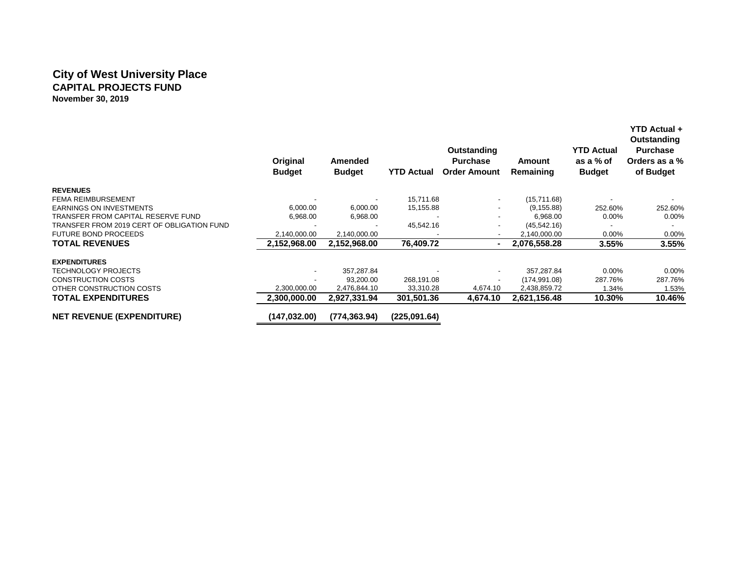# City of West University Place
## CAPITAL PROJECTS FUND
**November 30, 2019**

| | Original Budget | Amended Budget | YTD Actual | Outstanding Purchase Order Amount | Amount Remaining | YTD Actual as a % of Budget | YTD Actual + Outstanding Purchase Orders as a % of Budget |
|---|---|---|---|---|---|---|---|
| **REVENUES** | | | | | | | |
| FEMA REIMBURSEMENT | - | - | 15,711.68 | - | (15,711.68) | - | - |
| EARNINGS ON INVESTMENTS | 6,000.00 | 6,000.00 | 15,155.88 | - | (9,155.88) | 252.60% | 252.60% |
| TRANSFER FROM CAPITAL RESERVE FUND | 6,968.00 | 6,968.00 | - | - | 6,968.00 | 0.00% | 0.00% |
| TRANSFER FROM 2019 CERT OF OBLIGATION FUND | - | - | 45,542.16 | - | (45,542.16) | - | - |
| FUTURE BOND PROCEEDS | 2,140,000.00 | 2,140,000.00 | - | - | 2,140,000.00 | 0.00% | 0.00% |
| **TOTAL REVENUES** | **2,152,968.00** | **2,152,968.00** | **76,409.72** | **-** | **2,076,558.28** | **3.55%** | **3.55%** |
| **EXPENDITURES** | | | | | | | |
| TECHNOLOGY PROJECTS | - | 357,287.84 | - | - | 357,287.84 | 0.00% | 0.00% |
| CONSTRUCTION COSTS | - | 93,200.00 | 268,191.08 | - | (174,991.08) | 287.76% | 287.76% |
| OTHER CONSTRUCTION COSTS | 2,300,000.00 | 2,476,844.10 | 33,310.28 | 4,674.10 | 2,438,859.72 | 1.34% | 1.53% |
| **TOTAL EXPENDITURES** | **2,300,000.00** | **2,927,331.94** | **301,501.36** | **4,674.10** | **2,621,156.48** | **10.30%** | **10.46%** |
| **NET REVENUE (EXPENDITURE)** | **(147,032.00)** | **(774,363.94)** | **(225,091.64)** | | | | |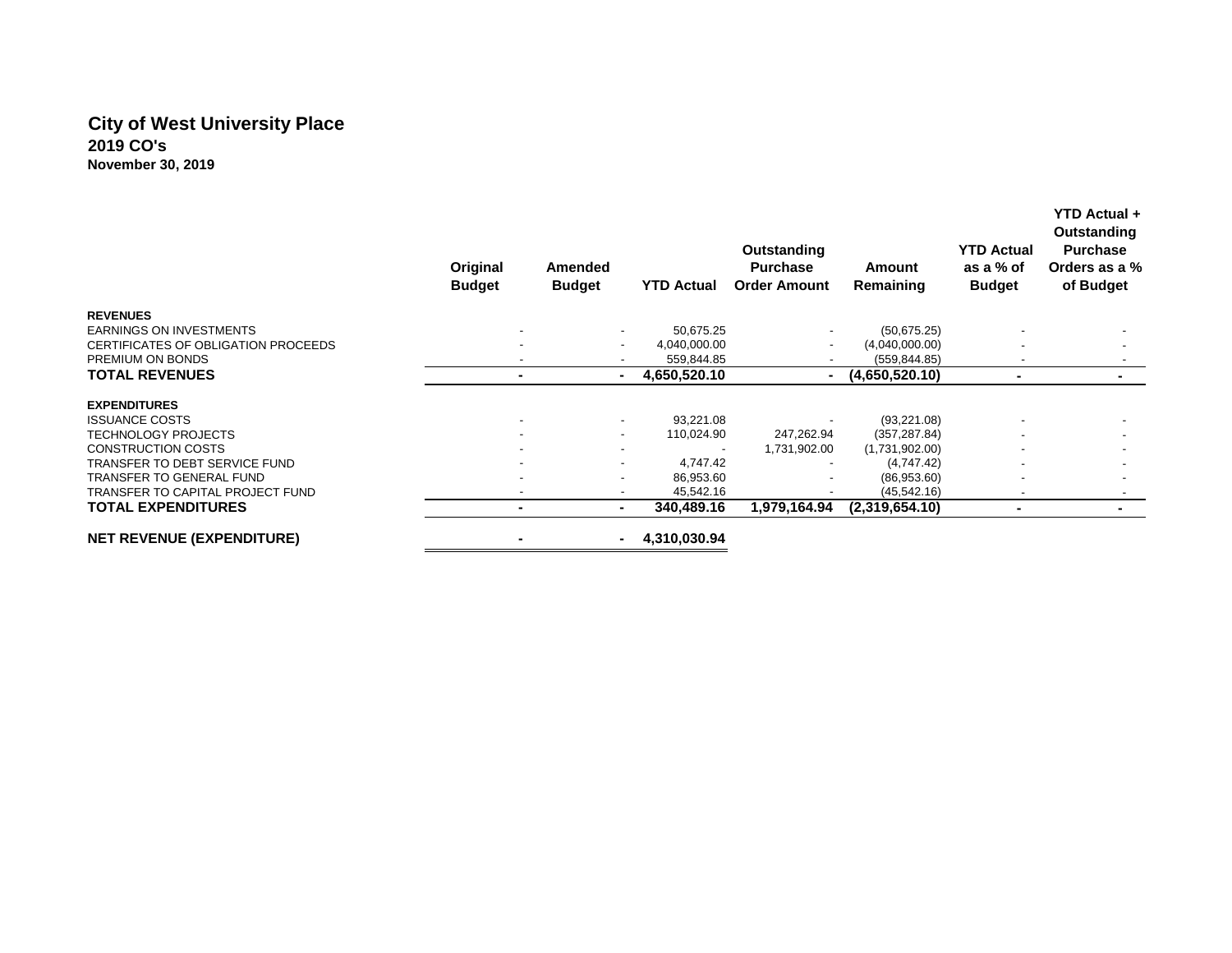# City of West University Place
## 2019 CO's
### November 30, 2019

| | Original Budget | Amended Budget | YTD Actual | Outstanding Purchase Order Amount | Amount Remaining | YTD Actual as a % of Budget | YTD Actual + Outstanding Purchase Orders as a % of Budget |
|---|---|---|---|---|---|---|---|
| **REVENUES** | | | | | | | |
| EARNINGS ON INVESTMENTS | - | - | 50,675.25 | - | (50,675.25) | - | - |
| CERTIFICATES OF OBLIGATION PROCEEDS | - | - | 4,040,000.00 | - | (4,040,000.00) | - | - |
| PREMIUM ON BONDS | - | - | 559,844.85 | - | (559,844.85) | - | - |
| **TOTAL REVENUES** | **-** | **-** | **4,650,520.10** | **-** | **(4,650,520.10)** | **-** | **-** |
| **EXPENDITURES** | | | | | | | |
| ISSUANCE COSTS | - | - | 93,221.08 | - | (93,221.08) | - | - |
| TECHNOLOGY PROJECTS | - | - | 110,024.90 | 247,262.94 | (357,287.84) | - | - |
| CONSTRUCTION COSTS | - | - | - | 1,731,902.00 | (1,731,902.00) | - | - |
| TRANSFER TO DEBT SERVICE FUND | - | - | 4,747.42 | - | (4,747.42) | - | - |
| TRANSFER TO GENERAL FUND | - | - | 86,953.60 | - | (86,953.60) | - | - |
| TRANSFER TO CAPITAL PROJECT FUND | - | - | 45,542.16 | - | (45,542.16) | - | - |
| **TOTAL EXPENDITURES** | **-** | **-** | **340,489.16** | **1,979,164.94** | **(2,319,654.10)** | **-** | **-** |
| **NET REVENUE (EXPENDITURE)** | **-** | **-** | **4,310,030.94** | | | | |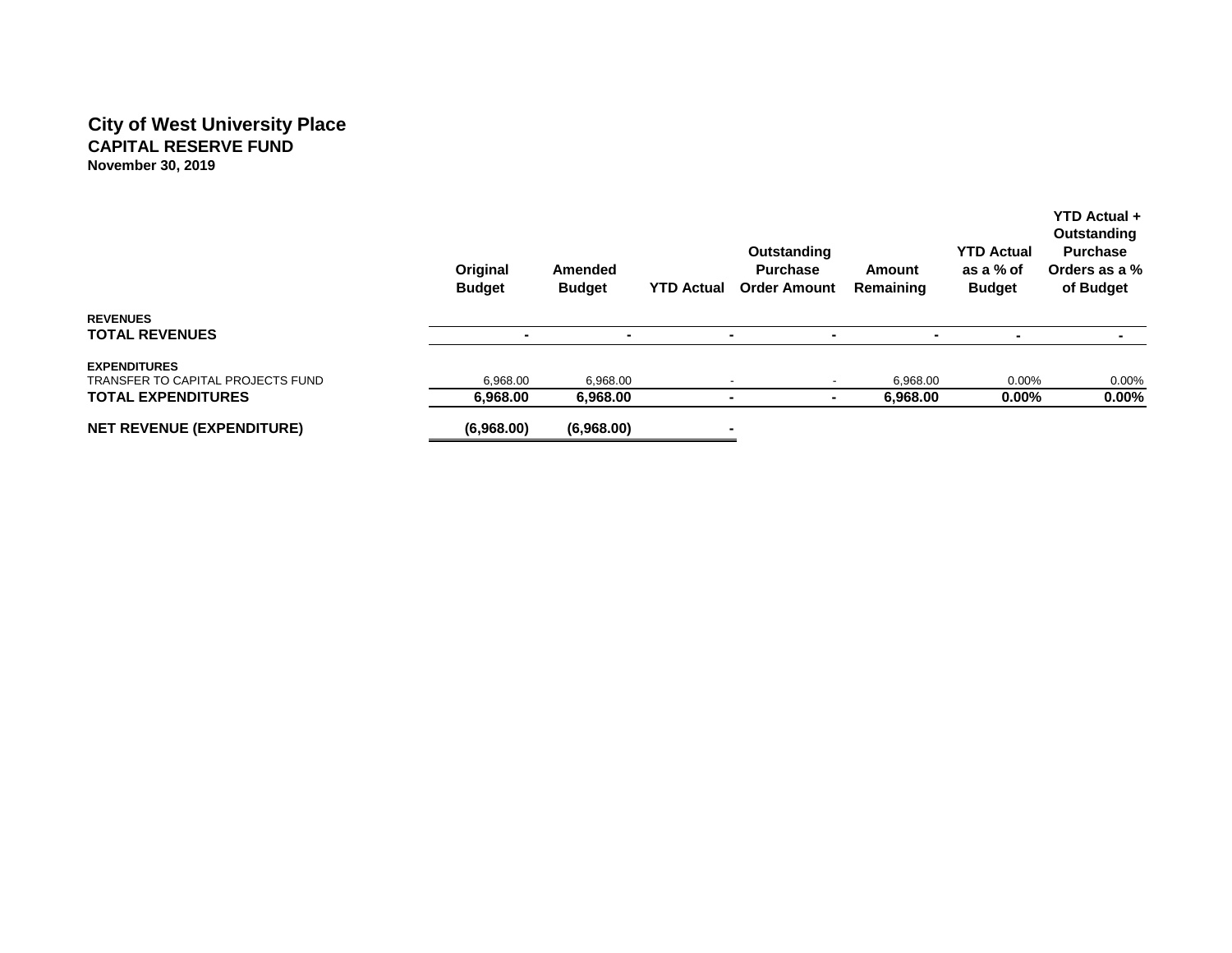# City of West University Place

## CAPITAL RESERVE FUND

**November 30, 2019**

| | Original Budget | Amended Budget | YTD Actual | Outstanding Purchase Order Amount | Amount Remaining | YTD Actual as a % of Budget | YTD Actual + Outstanding Purchase Orders as a % of Budget |
|---|---|---|---|---|---|---|---|
| **REVENUES** | | | | | | | |
| **TOTAL REVENUES** | - | - | - | - | - | - | - |
| **EXPENDITURES** | | | | | | | |
| TRANSFER TO CAPITAL PROJECTS FUND | 6,968.00 | 6,968.00 | - | - | 6,968.00 | 0.00% | 0.00% |
| **TOTAL EXPENDITURES** | **6,968.00** | **6,968.00** | **-** | **-** | **6,968.00** | **0.00%** | **0.00%** |
| **NET REVENUE (EXPENDITURE)** | **(6,968.00)** | **(6,968.00)** | **-** | | | | |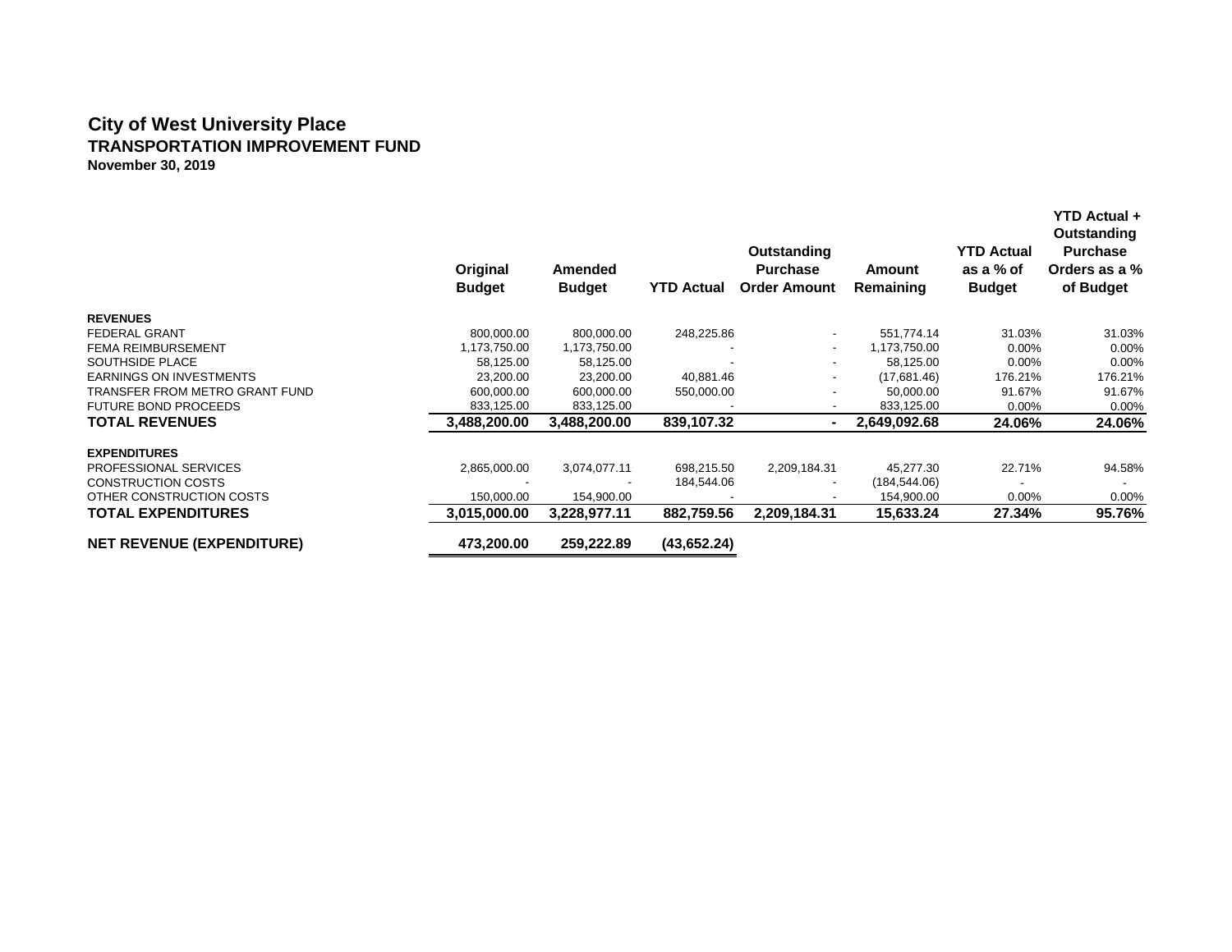# City of West University Place
## TRANSPORTATION IMPROVEMENT FUND
**November 30, 2019**

| | Original Budget | Amended Budget | YTD Actual | Outstanding Purchase Order Amount | Amount Remaining | YTD Actual as a % of Budget | YTD Actual + Outstanding Purchase Orders as a % of Budget |
|---|---|---|---|---|---|---|---|
| **REVENUES** | | | | | | | |
| FEDERAL GRANT | 800,000.00 | 800,000.00 | 248,225.86 | - | 551,774.14 | 31.03% | 31.03% |
| FEMA REIMBURSEMENT | 1,173,750.00 | 1,173,750.00 | - | - | 1,173,750.00 | 0.00% | 0.00% |
| SOUTHSIDE PLACE | 58,125.00 | 58,125.00 | - | - | 58,125.00 | 0.00% | 0.00% |
| EARNINGS ON INVESTMENTS | 23,200.00 | 23,200.00 | 40,881.46 | - | (17,681.46) | 176.21% | 176.21% |
| TRANSFER FROM METRO GRANT FUND | 600,000.00 | 600,000.00 | 550,000.00 | - | 50,000.00 | 91.67% | 91.67% |
| FUTURE BOND PROCEEDS | 833,125.00 | 833,125.00 | - | - | 833,125.00 | 0.00% | 0.00% |
| **TOTAL REVENUES** | **3,488,200.00** | **3,488,200.00** | **839,107.32** | **-** | **2,649,092.68** | **24.06%** | **24.06%** |
| **EXPENDITURES** | | | | | | | |
| PROFESSIONAL SERVICES | 2,865,000.00 | 3,074,077.11 | 698,215.50 | 2,209,184.31 | 45,277.30 | 22.71% | 94.58% |
| CONSTRUCTION COSTS | - | - | 184,544.06 | - | (184,544.06) | - | - |
| OTHER CONSTRUCTION COSTS | 150,000.00 | 154,900.00 | - | - | 154,900.00 | 0.00% | 0.00% |
| **TOTAL EXPENDITURES** | **3,015,000.00** | **3,228,977.11** | **882,759.56** | **2,209,184.31** | **15,633.24** | **27.34%** | **95.76%** |
| **NET REVENUE (EXPENDITURE)** | **473,200.00** | **259,222.89** | **(43,652.24)** | | | | |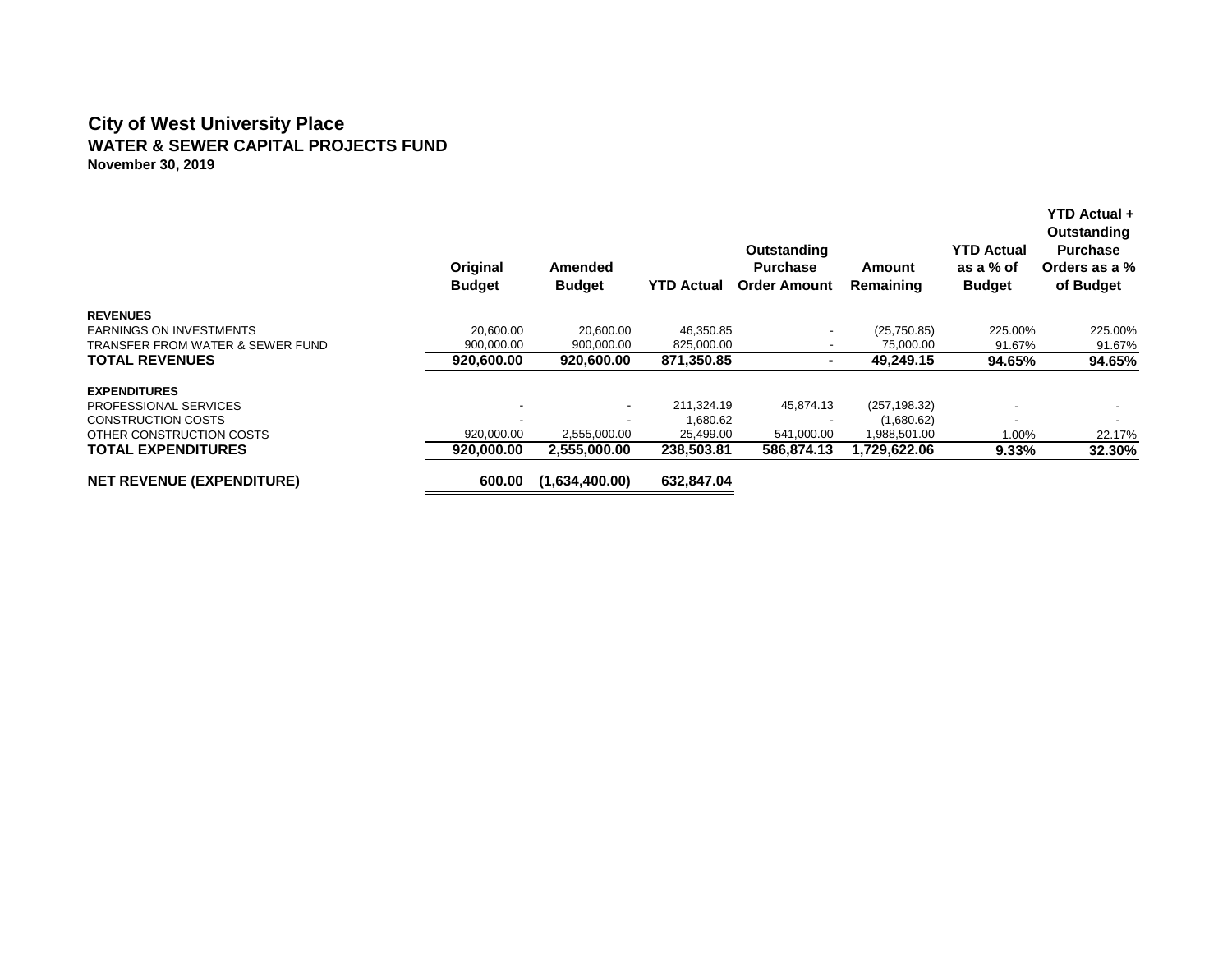# City of West University Place

## WATER & SEWER CAPITAL PROJECTS FUND

**November 30, 2019**

| | Original Budget | Amended Budget | YTD Actual | Outstanding Purchase Order Amount | Amount Remaining | YTD Actual as a % of Budget | YTD Actual + Outstanding Purchase Orders as a % of Budget |
|---|---|---|---|---|---|---|---|
| **REVENUES** | | | | | | | |
| EARNINGS ON INVESTMENTS | 20,600.00 | 20,600.00 | 46,350.85 | - | (25,750.85) | 225.00% | 225.00% |
| TRANSFER FROM WATER & SEWER FUND | 900,000.00 | 900,000.00 | 825,000.00 | - | 75,000.00 | 91.67% | 91.67% |
| **TOTAL REVENUES** | **920,600.00** | **920,600.00** | **871,350.85** | **-** | **49,249.15** | **94.65%** | **94.65%** |
| **EXPENDITURES** | | | | | | | |
| PROFESSIONAL SERVICES | - | - | 211,324.19 | 45,874.13 | (257,198.32) | - | - |
| CONSTRUCTION COSTS | - | - | 1,680.62 | - | (1,680.62) | - | - |
| OTHER CONSTRUCTION COSTS | 920,000.00 | 2,555,000.00 | 25,499.00 | 541,000.00 | 1,988,501.00 | 1.00% | 22.17% |
| **TOTAL EXPENDITURES** | **920,000.00** | **2,555,000.00** | **238,503.81** | **586,874.13** | **1,729,622.06** | **9.33%** | **32.30%** |
| **NET REVENUE (EXPENDITURE)** | **600.00** | **(1,634,400.00)** | **632,847.04** | | | | |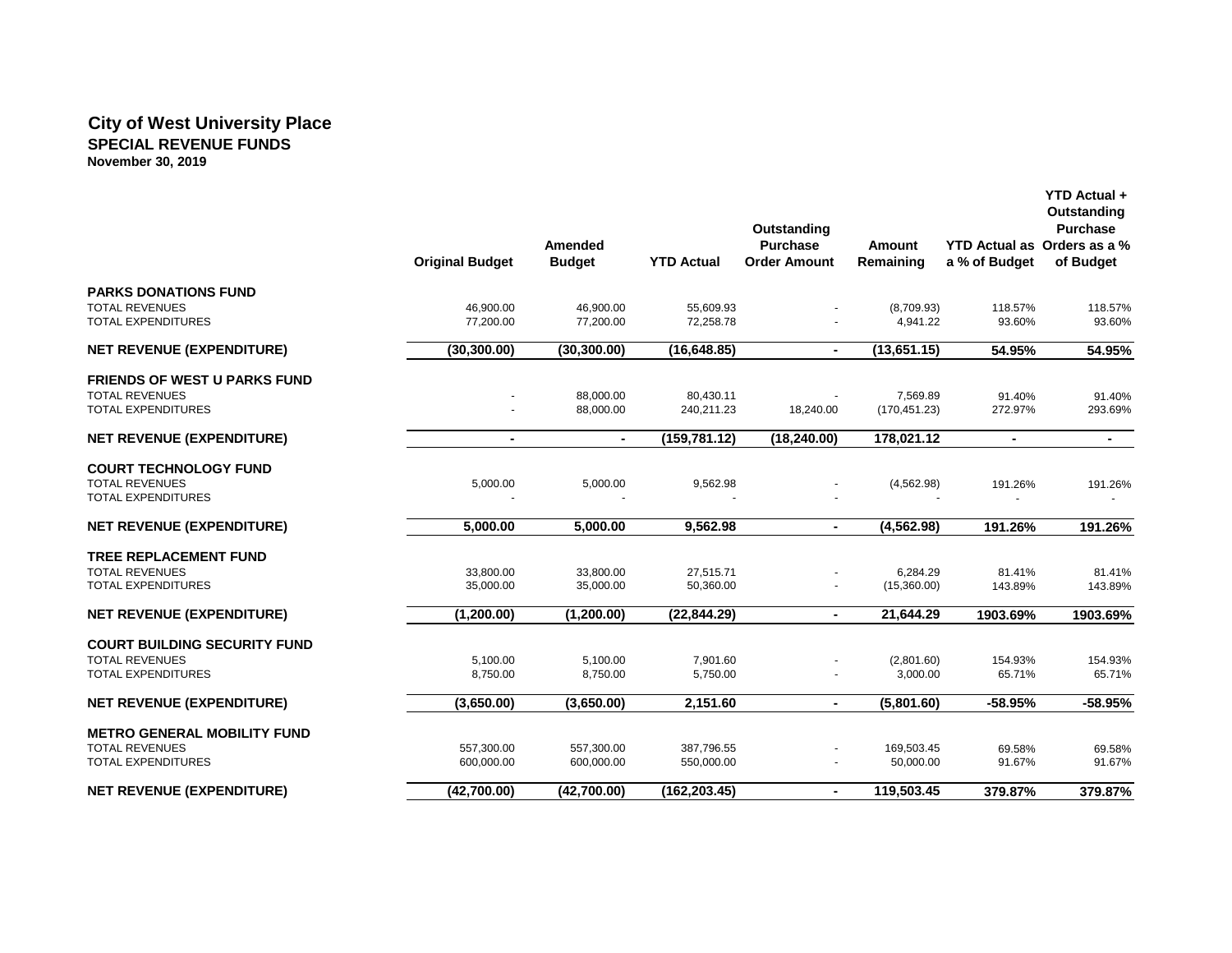# City of West University Place

## SPECIAL REVENUE FUNDS

**November 30, 2019**

| | Original Budget | Amended Budget | YTD Actual | Outstanding Purchase Order Amount | Amount Remaining | YTD Actual as a % of Budget | YTD Actual + Outstanding Purchase Orders as a % of Budget |
|---|---|---|---|---|---|---|---|
| **PARKS DONATIONS FUND** | | | | | | | |
| TOTAL REVENUES | 46,900.00 | 46,900.00 | 55,609.93 | - | (8,709.93) | 118.57% | 118.57% |
| TOTAL EXPENDITURES | 77,200.00 | 77,200.00 | 72,258.78 | - | 4,941.22 | 93.60% | 93.60% |
| **NET REVENUE (EXPENDITURE)** | **(30,300.00)** | **(30,300.00)** | **(16,648.85)** | **-** | **(13,651.15)** | **54.95%** | **54.95%** |
| **FRIENDS OF WEST U PARKS FUND** | | | | | | | |
| TOTAL REVENUES | - | 88,000.00 | 80,430.11 | - | 7,569.89 | 91.40% | 91.40% |
| TOTAL EXPENDITURES | - | 88,000.00 | 240,211.23 | 18,240.00 | (170,451.23) | 272.97% | 293.69% |
| **NET REVENUE (EXPENDITURE)** | **-** | **-** | **(159,781.12)** | **(18,240.00)** | **178,021.12** | **-** | **-** |
| **COURT TECHNOLOGY FUND** | | | | | | | |
| TOTAL REVENUES | 5,000.00 | 5,000.00 | 9,562.98 | - | (4,562.98) | 191.26% | 191.26% |
| TOTAL EXPENDITURES | - | - | - | - | - | - | - |
| **NET REVENUE (EXPENDITURE)** | **5,000.00** | **5,000.00** | **9,562.98** | **-** | **(4,562.98)** | **191.26%** | **191.26%** |
| **TREE REPLACEMENT FUND** | | | | | | | |
| TOTAL REVENUES | 33,800.00 | 33,800.00 | 27,515.71 | - | 6,284.29 | 81.41% | 81.41% |
| TOTAL EXPENDITURES | 35,000.00 | 35,000.00 | 50,360.00 | - | (15,360.00) | 143.89% | 143.89% |
| **NET REVENUE (EXPENDITURE)** | **(1,200.00)** | **(1,200.00)** | **(22,844.29)** | **-** | **21,644.29** | **1903.69%** | **1903.69%** |
| **COURT BUILDING SECURITY FUND** | | | | | | | |
| TOTAL REVENUES | 5,100.00 | 5,100.00 | 7,901.60 | - | (2,801.60) | 154.93% | 154.93% |
| TOTAL EXPENDITURES | 8,750.00 | 8,750.00 | 5,750.00 | - | 3,000.00 | 65.71% | 65.71% |
| **NET REVENUE (EXPENDITURE)** | **(3,650.00)** | **(3,650.00)** | **2,151.60** | **-** | **(5,801.60)** | **-58.95%** | **-58.95%** |
| **METRO GENERAL MOBILITY FUND** | | | | | | | |
| TOTAL REVENUES | 557,300.00 | 557,300.00 | 387,796.55 | - | 169,503.45 | 69.58% | 69.58% |
| TOTAL EXPENDITURES | 600,000.00 | 600,000.00 | 550,000.00 | - | 50,000.00 | 91.67% | 91.67% |
| **NET REVENUE (EXPENDITURE)** | **(42,700.00)** | **(42,700.00)** | **(162,203.45)** | **-** | **119,503.45** | **379.87%** | **379.87%** |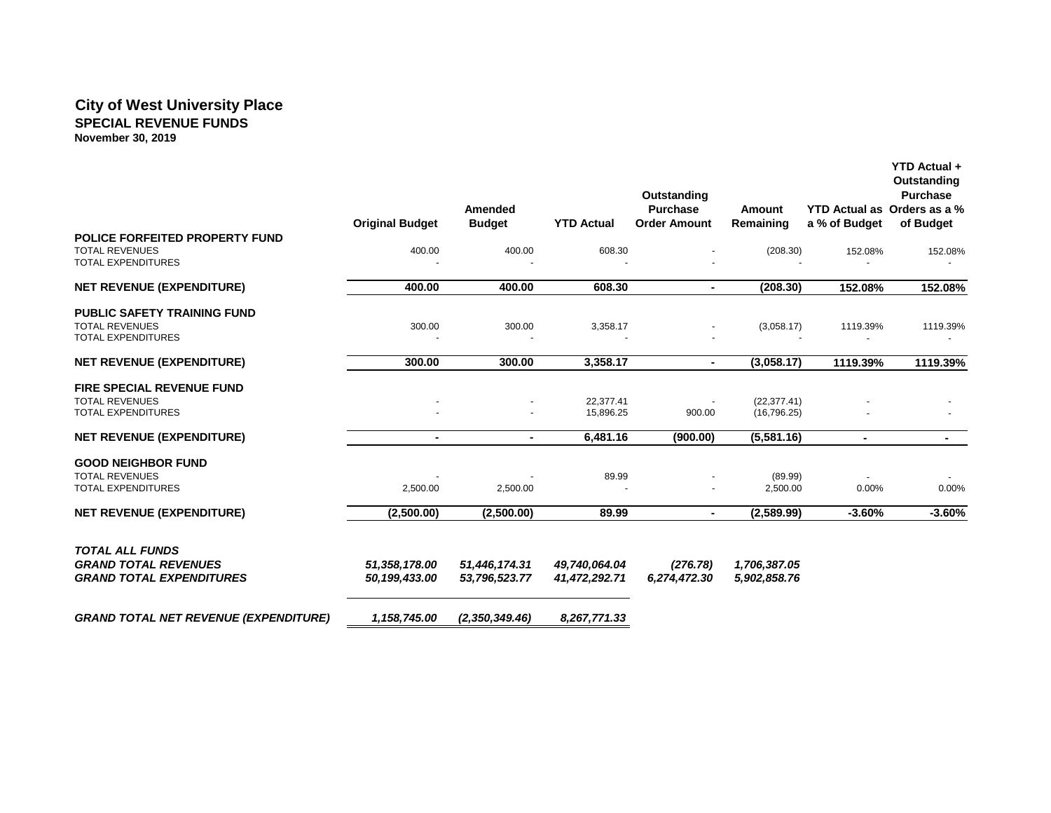## City of West University Place
### SPECIAL REVENUE FUNDS
**November 30, 2019**

| | Original Budget | Amended Budget | YTD Actual | Outstanding Purchase Order Amount | Amount Remaining | YTD Actual as a % of Budget | YTD Actual + Outstanding Purchase Orders as a % of Budget |
|---|---|---|---|---|---|---|---|
| **POLICE FORFEITED PROPERTY FUND** | | | | | | | |
| TOTAL REVENUES | 400.00 | 400.00 | 608.30 | - | (208.30) | 152.08% | 152.08% |
| TOTAL EXPENDITURES | - | - | - | - | - | - | - |
| **NET REVENUE (EXPENDITURE)** | **400.00** | **400.00** | **608.30** | **-** | **(208.30)** | **152.08%** | **152.08%** |
| **PUBLIC SAFETY TRAINING FUND** | | | | | | | |
| TOTAL REVENUES | 300.00 | 300.00 | 3,358.17 | - | (3,058.17) | 1119.39% | 1119.39% |
| TOTAL EXPENDITURES | - | - | - | - | - | - | - |
| **NET REVENUE (EXPENDITURE)** | **300.00** | **300.00** | **3,358.17** | **-** | **(3,058.17)** | **1119.39%** | **1119.39%** |
| **FIRE SPECIAL REVENUE FUND** | | | | | | | |
| TOTAL REVENUES | - | - | 22,377.41 | - | (22,377.41) | - | - |
| TOTAL EXPENDITURES | - | - | 15,896.25 | 900.00 | (16,796.25) | - | - |
| **NET REVENUE (EXPENDITURE)** | **-** | **-** | **6,481.16** | **(900.00)** | **(5,581.16)** | **-** | **-** |
| **GOOD NEIGHBOR FUND** | | | | | | | |
| TOTAL REVENUES | - | - | 89.99 | - | (89.99) | - | - |
| TOTAL EXPENDITURES | 2,500.00 | 2,500.00 | - | - | 2,500.00 | 0.00% | 0.00% |
| **NET REVENUE (EXPENDITURE)** | **(2,500.00)** | **(2,500.00)** | **89.99** | **-** | **(2,589.99)** | **-3.60%** | **-3.60%** |
| ***TOTAL ALL FUNDS*** | | | | | | | |
| ***GRAND TOTAL REVENUES*** | *51,358,178.00* | *51,446,174.31* | *49,740,064.04* | *(276.78)* | *1,706,387.05* | | |
| ***GRAND TOTAL EXPENDITURES*** | *50,199,433.00* | *53,796,523.77* | *41,472,292.71* | *6,274,472.30* | *5,902,858.76* | | |
| ***GRAND TOTAL NET REVENUE (EXPENDITURE)*** | *1,158,745.00* | *(2,350,349.46)* | *8,267,771.33* | | | | |